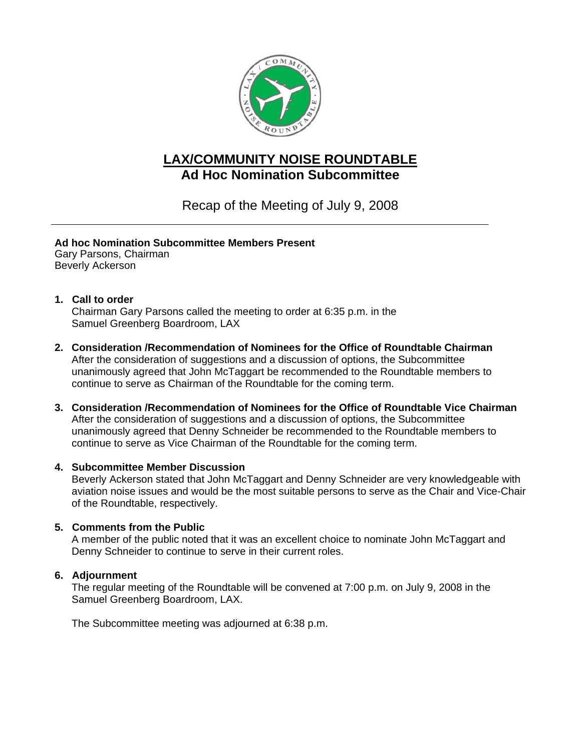# LAX/COMMUNITY NOISE ROUNDTABLE
## Ad Hoc Nomination Subcommittee

Recap of the Meeting of July 9, 2008

---

**Ad hoc Nomination Subcommittee Members Present**
Gary Parsons, Chairman
Beverly Ackerson

1. **Call to order**
   Chairman Gary Parsons called the meeting to order at 6:35 p.m. in the Samuel Greenberg Boardroom, LAX

2. **Consideration /Recommendation of Nominees for the Office of Roundtable Chairman**
   After the consideration of suggestions and a discussion of options, the Subcommittee unanimously agreed that John McTaggart be recommended to the Roundtable members to continue to serve as Chairman of the Roundtable for the coming term.

3. **Consideration /Recommendation of Nominees for the Office of Roundtable Vice Chairman**
   After the consideration of suggestions and a discussion of options, the Subcommittee unanimously agreed that Denny Schneider be recommended to the Roundtable members to continue to serve as Vice Chairman of the Roundtable for the coming term.

4. **Subcommittee Member Discussion**
   Beverly Ackerson stated that John McTaggart and Denny Schneider are very knowledgeable with aviation noise issues and would be the most suitable persons to serve as the Chair and Vice-Chair of the Roundtable, respectively.

5. **Comments from the Public**
   A member of the public noted that it was an excellent choice to nominate John McTaggart and Denny Schneider to continue to serve in their current roles.

6. **Adjournment**
   The regular meeting of the Roundtable will be convened at 7:00 p.m. on July 9, 2008 in the Samuel Greenberg Boardroom, LAX.

   The Subcommittee meeting was adjourned at 6:38 p.m.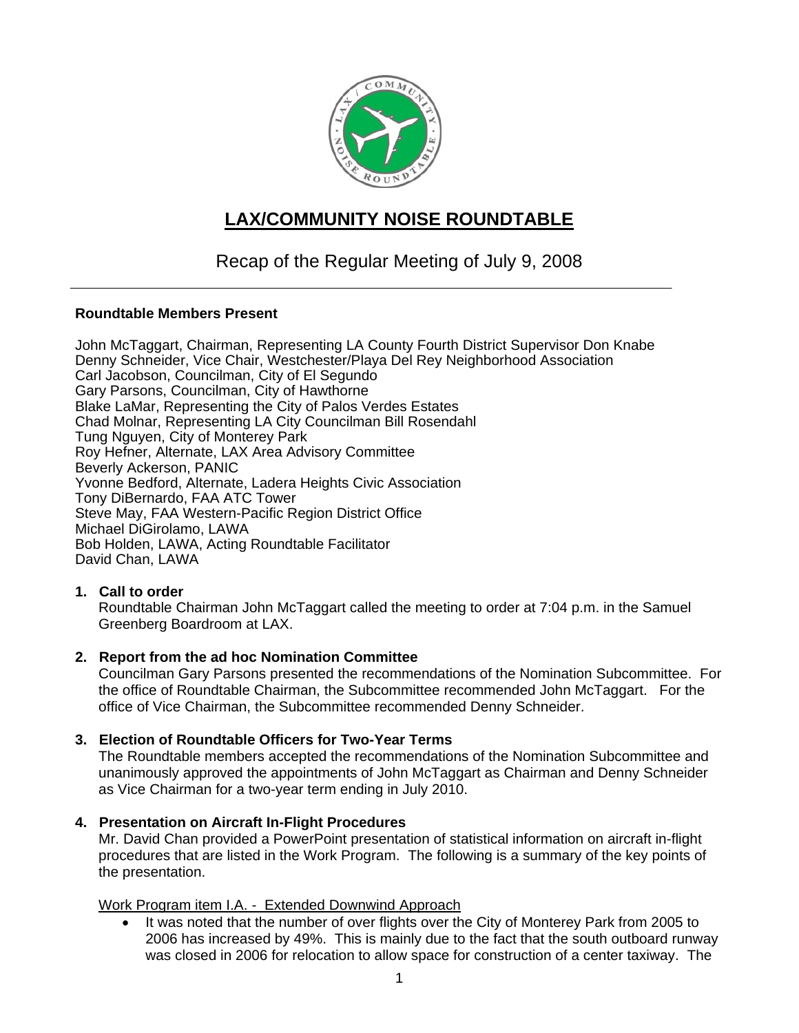# LAX/COMMUNITY NOISE ROUNDTABLE

Recap of the Regular Meeting of July 9, 2008

---

**Roundtable Members Present**

John McTaggart, Chairman, Representing LA County Fourth District Supervisor Don Knabe
Denny Schneider, Vice Chair, Westchester/Playa Del Rey Neighborhood Association
Carl Jacobson, Councilman, City of El Segundo
Gary Parsons, Councilman, City of Hawthorne
Blake LaMar, Representing the City of Palos Verdes Estates
Chad Molnar, Representing LA City Councilman Bill Rosendahl
Tung Nguyen, City of Monterey Park
Roy Hefner, Alternate, LAX Area Advisory Committee
Beverly Ackerson, PANIC
Yvonne Bedford, Alternate, Ladera Heights Civic Association
Tony DiBernardo, FAA ATC Tower
Steve May, FAA Western-Pacific Region District Office
Michael DiGirolamo, LAWA
Bob Holden, LAWA, Acting Roundtable Facilitator
David Chan, LAWA

1. **Call to order**
   Roundtable Chairman John McTaggart called the meeting to order at 7:04 p.m. in the Samuel Greenberg Boardroom at LAX.

2. **Report from the ad hoc Nomination Committee**
   Councilman Gary Parsons presented the recommendations of the Nomination Subcommittee. For the office of Roundtable Chairman, the Subcommittee recommended John McTaggart. For the office of Vice Chairman, the Subcommittee recommended Denny Schneider.

3. **Election of Roundtable Officers for Two-Year Terms**
   The Roundtable members accepted the recommendations of the Nomination Subcommittee and unanimously approved the appointments of John McTaggart as Chairman and Denny Schneider as Vice Chairman for a two-year term ending in July 2010.

4. **Presentation on Aircraft In-Flight Procedures**
   Mr. David Chan provided a PowerPoint presentation of statistical information on aircraft in-flight procedures that are listed in the Work Program. The following is a summary of the key points of the presentation.

   <u>Work Program item I.A. - Extended Downwind Approach</u>

   - It was noted that the number of over flights over the City of Monterey Park from 2005 to 2006 has increased by 49%. This is mainly due to the fact that the south outboard runway was closed in 2006 for relocation to allow space for construction of a center taxiway. The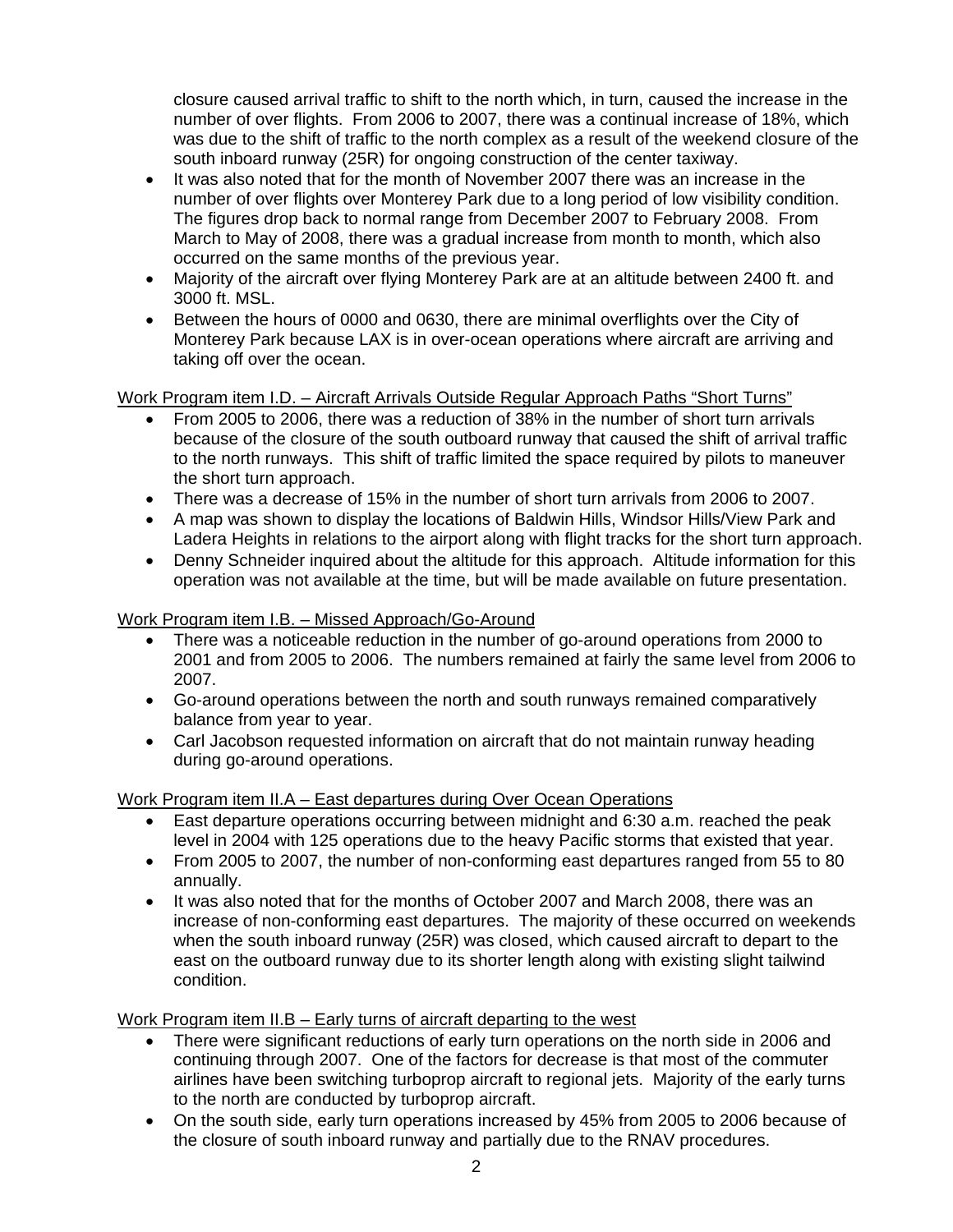closure caused arrival traffic to shift to the north which, in turn, caused the increase in the number of over flights. From 2006 to 2007, there was a continual increase of 18%, which was due to the shift of traffic to the north complex as a result of the weekend closure of the south inboard runway (25R) for ongoing construction of the center taxiway.

- It was also noted that for the month of November 2007 there was an increase in the number of over flights over Monterey Park due to a long period of low visibility condition. The figures drop back to normal range from December 2007 to February 2008. From March to May of 2008, there was a gradual increase from month to month, which also occurred on the same months of the previous year.
- Majority of the aircraft over flying Monterey Park are at an altitude between 2400 ft. and 3000 ft. MSL.
- Between the hours of 0000 and 0630, there are minimal overflights over the City of Monterey Park because LAX is in over-ocean operations where aircraft are arriving and taking off over the ocean.

Work Program item I.D. – Aircraft Arrivals Outside Regular Approach Paths "Short Turns"

- From 2005 to 2006, there was a reduction of 38% in the number of short turn arrivals because of the closure of the south outboard runway that caused the shift of arrival traffic to the north runways. This shift of traffic limited the space required by pilots to maneuver the short turn approach.
- There was a decrease of 15% in the number of short turn arrivals from 2006 to 2007.
- A map was shown to display the locations of Baldwin Hills, Windsor Hills/View Park and Ladera Heights in relations to the airport along with flight tracks for the short turn approach.
- Denny Schneider inquired about the altitude for this approach. Altitude information for this operation was not available at the time, but will be made available on future presentation.

Work Program item I.B. – Missed Approach/Go-Around

- There was a noticeable reduction in the number of go-around operations from 2000 to 2001 and from 2005 to 2006. The numbers remained at fairly the same level from 2006 to 2007.
- Go-around operations between the north and south runways remained comparatively balance from year to year.
- Carl Jacobson requested information on aircraft that do not maintain runway heading during go-around operations.

Work Program item II.A – East departures during Over Ocean Operations

- East departure operations occurring between midnight and 6:30 a.m. reached the peak level in 2004 with 125 operations due to the heavy Pacific storms that existed that year.
- From 2005 to 2007, the number of non-conforming east departures ranged from 55 to 80 annually.
- It was also noted that for the months of October 2007 and March 2008, there was an increase of non-conforming east departures. The majority of these occurred on weekends when the south inboard runway (25R) was closed, which caused aircraft to depart to the east on the outboard runway due to its shorter length along with existing slight tailwind condition.

Work Program item II.B – Early turns of aircraft departing to the west

- There were significant reductions of early turn operations on the north side in 2006 and continuing through 2007. One of the factors for decrease is that most of the commuter airlines have been switching turboprop aircraft to regional jets. Majority of the early turns to the north are conducted by turboprop aircraft.
- On the south side, early turn operations increased by 45% from 2005 to 2006 because of the closure of south inboard runway and partially due to the RNAV procedures.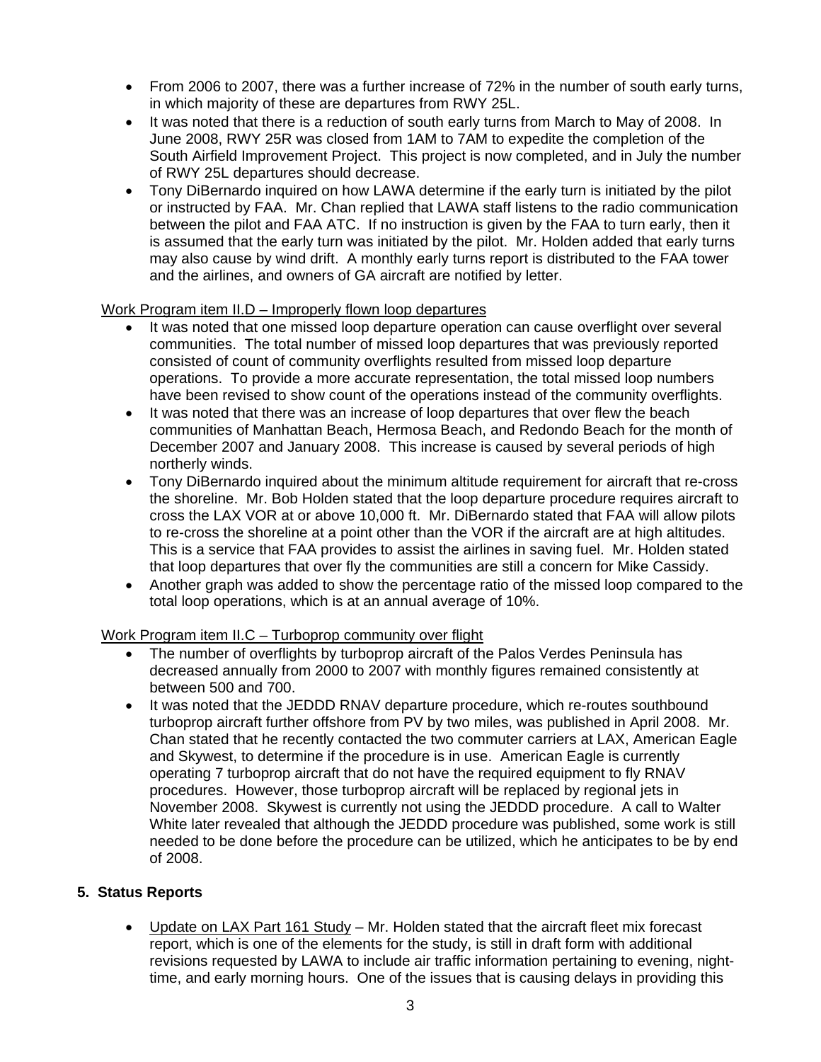- From 2006 to 2007, there was a further increase of 72% in the number of south early turns, in which majority of these are departures from RWY 25L.
- It was noted that there is a reduction of south early turns from March to May of 2008. In June 2008, RWY 25R was closed from 1AM to 7AM to expedite the completion of the South Airfield Improvement Project. This project is now completed, and in July the number of RWY 25L departures should decrease.
- Tony DiBernardo inquired on how LAWA determine if the early turn is initiated by the pilot or instructed by FAA. Mr. Chan replied that LAWA staff listens to the radio communication between the pilot and FAA ATC. If no instruction is given by the FAA to turn early, then it is assumed that the early turn was initiated by the pilot. Mr. Holden added that early turns may also cause by wind drift. A monthly early turns report is distributed to the FAA tower and the airlines, and owners of GA aircraft are notified by letter.

Work Program item II.D – Improperly flown loop departures

- It was noted that one missed loop departure operation can cause overflight over several communities. The total number of missed loop departures that was previously reported consisted of count of community overflights resulted from missed loop departure operations. To provide a more accurate representation, the total missed loop numbers have been revised to show count of the operations instead of the community overflights.
- It was noted that there was an increase of loop departures that over flew the beach communities of Manhattan Beach, Hermosa Beach, and Redondo Beach for the month of December 2007 and January 2008. This increase is caused by several periods of high northerly winds.
- Tony DiBernardo inquired about the minimum altitude requirement for aircraft that re-cross the shoreline. Mr. Bob Holden stated that the loop departure procedure requires aircraft to cross the LAX VOR at or above 10,000 ft. Mr. DiBernardo stated that FAA will allow pilots to re-cross the shoreline at a point other than the VOR if the aircraft are at high altitudes. This is a service that FAA provides to assist the airlines in saving fuel. Mr. Holden stated that loop departures that over fly the communities are still a concern for Mike Cassidy.
- Another graph was added to show the percentage ratio of the missed loop compared to the total loop operations, which is at an annual average of 10%.

Work Program item II.C – Turboprop community over flight

- The number of overflights by turboprop aircraft of the Palos Verdes Peninsula has decreased annually from 2000 to 2007 with monthly figures remained consistently at between 500 and 700.
- It was noted that the JEDDD RNAV departure procedure, which re-routes southbound turboprop aircraft further offshore from PV by two miles, was published in April 2008. Mr. Chan stated that he recently contacted the two commuter carriers at LAX, American Eagle and Skywest, to determine if the procedure is in use. American Eagle is currently operating 7 turboprop aircraft that do not have the required equipment to fly RNAV procedures. However, those turboprop aircraft will be replaced by regional jets in November 2008. Skywest is currently not using the JEDDD procedure. A call to Walter White later revealed that although the JEDDD procedure was published, some work is still needed to be done before the procedure can be utilized, which he anticipates to be by end of 2008.

**5. Status Reports**

- Update on LAX Part 161 Study – Mr. Holden stated that the aircraft fleet mix forecast report, which is one of the elements for the study, is still in draft form with additional revisions requested by LAWA to include air traffic information pertaining to evening, night-time, and early morning hours. One of the issues that is causing delays in providing this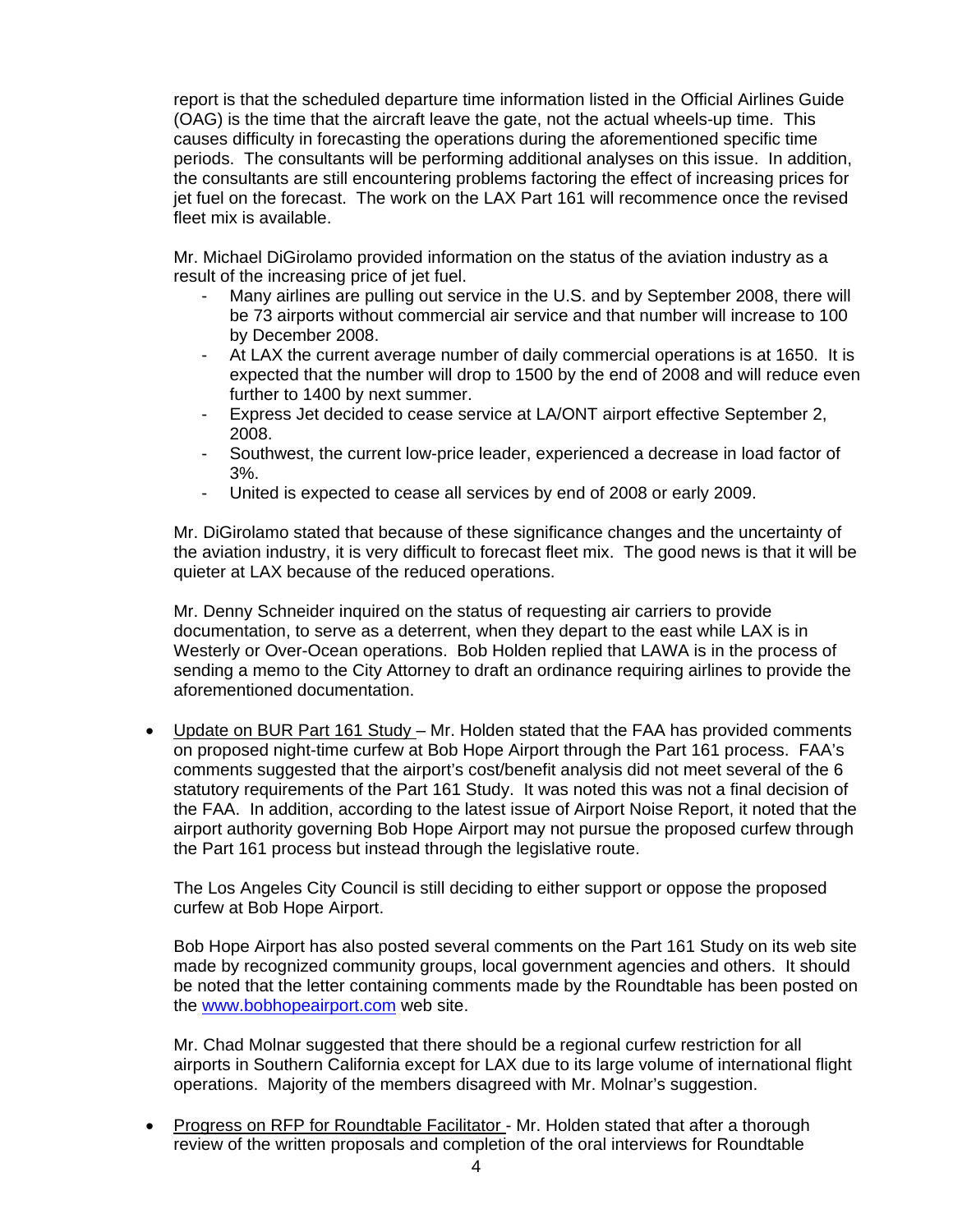report is that the scheduled departure time information listed in the Official Airlines Guide (OAG) is the time that the aircraft leave the gate, not the actual wheels-up time. This causes difficulty in forecasting the operations during the aforementioned specific time periods. The consultants will be performing additional analyses on this issue. In addition, the consultants are still encountering problems factoring the effect of increasing prices for jet fuel on the forecast. The work on the LAX Part 161 will recommence once the revised fleet mix is available.

Mr. Michael DiGirolamo provided information on the status of the aviation industry as a result of the increasing price of jet fuel.

- Many airlines are pulling out service in the U.S. and by September 2008, there will be 73 airports without commercial air service and that number will increase to 100 by December 2008.
- At LAX the current average number of daily commercial operations is at 1650. It is expected that the number will drop to 1500 by the end of 2008 and will reduce even further to 1400 by next summer.
- Express Jet decided to cease service at LA/ONT airport effective September 2, 2008.
- Southwest, the current low-price leader, experienced a decrease in load factor of 3%.
- United is expected to cease all services by end of 2008 or early 2009.

Mr. DiGirolamo stated that because of these significance changes and the uncertainty of the aviation industry, it is very difficult to forecast fleet mix. The good news is that it will be quieter at LAX because of the reduced operations.

Mr. Denny Schneider inquired on the status of requesting air carriers to provide documentation, to serve as a deterrent, when they depart to the east while LAX is in Westerly or Over-Ocean operations. Bob Holden replied that LAWA is in the process of sending a memo to the City Attorney to draft an ordinance requiring airlines to provide the aforementioned documentation.

- Update on BUR Part 161 Study – Mr. Holden stated that the FAA has provided comments on proposed night-time curfew at Bob Hope Airport through the Part 161 process. FAA's comments suggested that the airport's cost/benefit analysis did not meet several of the 6 statutory requirements of the Part 161 Study. It was noted this was not a final decision of the FAA. In addition, according to the latest issue of Airport Noise Report, it noted that the airport authority governing Bob Hope Airport may not pursue the proposed curfew through the Part 161 process but instead through the legislative route.

  The Los Angeles City Council is still deciding to either support or oppose the proposed curfew at Bob Hope Airport.

  Bob Hope Airport has also posted several comments on the Part 161 Study on its web site made by recognized community groups, local government agencies and others. It should be noted that the letter containing comments made by the Roundtable has been posted on the www.bobhopeairport.com web site.

  Mr. Chad Molnar suggested that there should be a regional curfew restriction for all airports in Southern California except for LAX due to its large volume of international flight operations. Majority of the members disagreed with Mr. Molnar's suggestion.

- Progress on RFP for Roundtable Facilitator - Mr. Holden stated that after a thorough review of the written proposals and completion of the oral interviews for Roundtable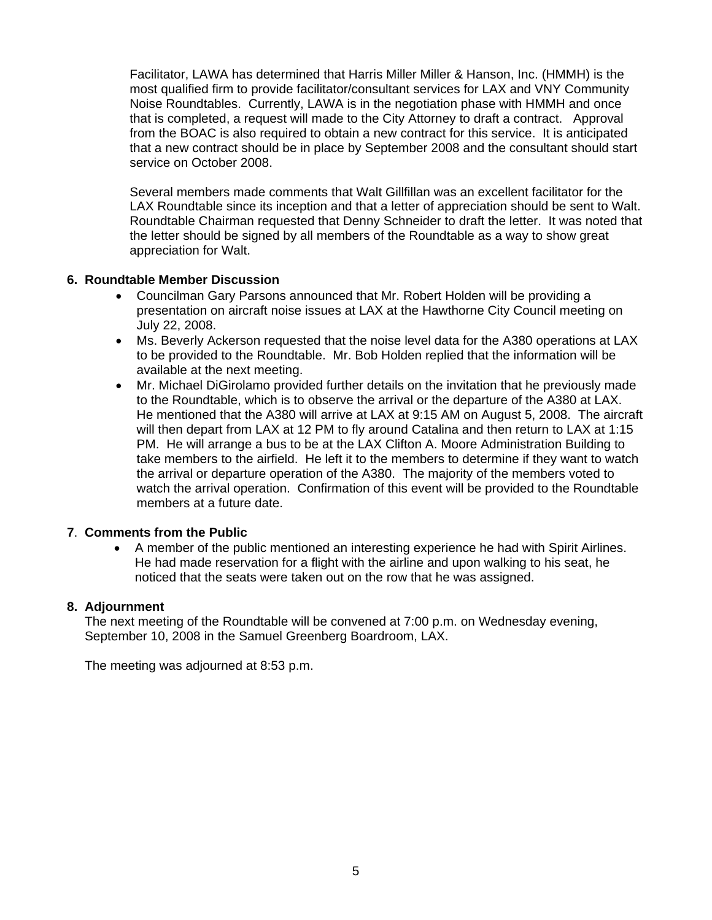Facilitator, LAWA has determined that Harris Miller Miller & Hanson, Inc. (HMMH) is the most qualified firm to provide facilitator/consultant services for LAX and VNY Community Noise Roundtables. Currently, LAWA is in the negotiation phase with HMMH and once that is completed, a request will made to the City Attorney to draft a contract. Approval from the BOAC is also required to obtain a new contract for this service. It is anticipated that a new contract should be in place by September 2008 and the consultant should start service on October 2008.

Several members made comments that Walt Gillfillan was an excellent facilitator for the LAX Roundtable since its inception and that a letter of appreciation should be sent to Walt. Roundtable Chairman requested that Denny Schneider to draft the letter. It was noted that the letter should be signed by all members of the Roundtable as a way to show great appreciation for Walt.

**6. Roundtable Member Discussion**

- Councilman Gary Parsons announced that Mr. Robert Holden will be providing a presentation on aircraft noise issues at LAX at the Hawthorne City Council meeting on July 22, 2008.
- Ms. Beverly Ackerson requested that the noise level data for the A380 operations at LAX to be provided to the Roundtable. Mr. Bob Holden replied that the information will be available at the next meeting.
- Mr. Michael DiGirolamo provided further details on the invitation that he previously made to the Roundtable, which is to observe the arrival or the departure of the A380 at LAX. He mentioned that the A380 will arrive at LAX at 9:15 AM on August 5, 2008. The aircraft will then depart from LAX at 12 PM to fly around Catalina and then return to LAX at 1:15 PM. He will arrange a bus to be at the LAX Clifton A. Moore Administration Building to take members to the airfield. He left it to the members to determine if they want to watch the arrival or departure operation of the A380. The majority of the members voted to watch the arrival operation. Confirmation of this event will be provided to the Roundtable members at a future date.

**7. Comments from the Public**

- A member of the public mentioned an interesting experience he had with Spirit Airlines. He had made reservation for a flight with the airline and upon walking to his seat, he noticed that the seats were taken out on the row that he was assigned.

**8. Adjournment**

The next meeting of the Roundtable will be convened at 7:00 p.m. on Wednesday evening, September 10, 2008 in the Samuel Greenberg Boardroom, LAX.

The meeting was adjourned at 8:53 p.m.